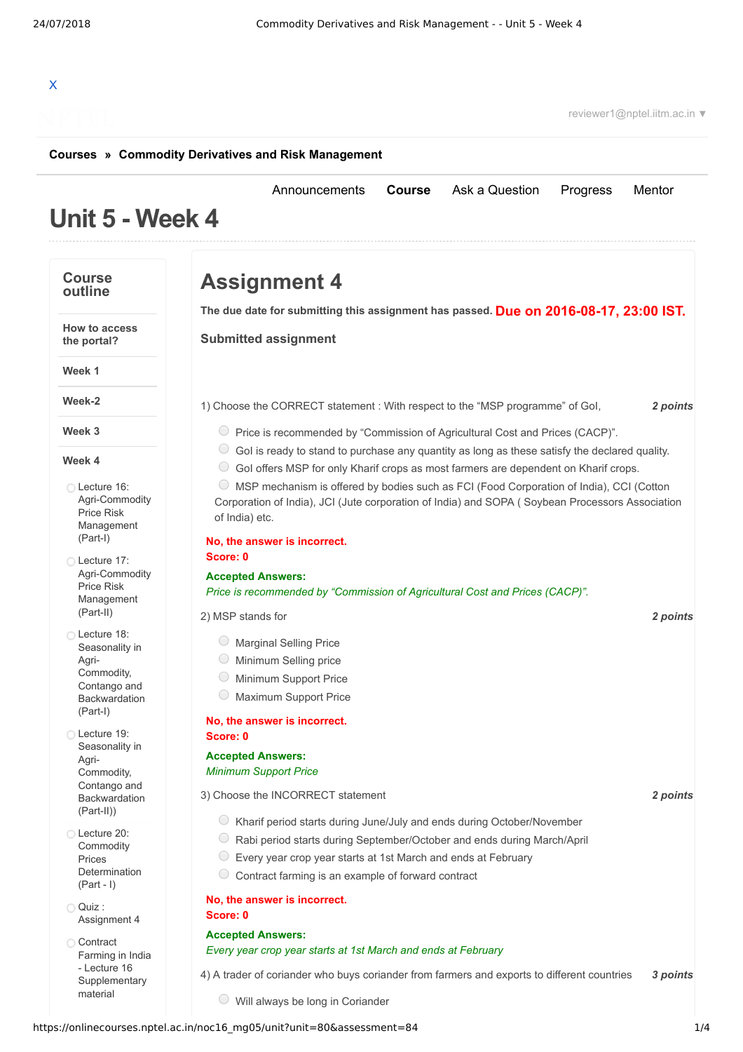X

reviewer1@nptel.iitm.ac.in ▼

**Courses » Commodity Derivatives and Risk Management**

Announcements **Course** Ask a Question Progress Mentor

# Unit 5 - Week 4

## Course outline

**How to access the portal?**

**Week 1**

**Week-2**

**Week 3**

**Week 4**

- Lecture 16: Agri-Commodity Price Risk Management (Part-I)
- Lecture 17: Agri-Commodity Price Risk Management (Part-II)
- Lecture 18: Seasonality in Agri-Commodity, Contango and Backwardation (Part-I)
- Lecture 19: Seasonality in Agri-Commodity, Contango and Backwardation (Part-II))
- Lecture 20: Commodity Prices Determination (Part - I)
- Quiz : Assignment 4
- Contract Farming in India - Lecture 16 Supplementary material

# Assignment 4

**The due date for submitting this assignment has passed.** **Due on 2016-08-17, 23:00 IST.**

**Submitted assignment**

1) Choose the CORRECT statement : With respect to the “MSP programme” of GoI, *2 points*

- Price is recommended by “Commission of Agricultural Cost and Prices (CACP)”.
- GoI is ready to stand to purchase any quantity as long as these satisfy the declared quality.
- GoI offers MSP for only Kharif crops as most farmers are dependent on Kharif crops.
- MSP mechanism is offered by bodies such as FCI (Food Corporation of India), CCI (Cotton Corporation of India), JCI (Jute corporation of India) and SOPA ( Soybean Processors Association of India) etc.

**No, the answer is incorrect.**
**Score: 0**

**Accepted Answers:**
*Price is recommended by “Commission of Agricultural Cost and Prices (CACP)”.*

2) MSP stands for *2 points*

- Marginal Selling Price
- Minimum Selling price
- Minimum Support Price
- Maximum Support Price

**No, the answer is incorrect.**
**Score: 0**

**Accepted Answers:**
*Minimum Support Price*

3) Choose the INCORRECT statement *2 points*

- Kharif period starts during June/July and ends during October/November
- Rabi period starts during September/October and ends during March/April
- Every year crop year starts at 1st March and ends at February
- Contract farming is an example of forward contract

**No, the answer is incorrect.**
**Score: 0**

**Accepted Answers:**
*Every year crop year starts at 1st March and ends at February*

4) A trader of coriander who buys coriander from farmers and exports to different countries *3 points*

- Will always be long in Coriander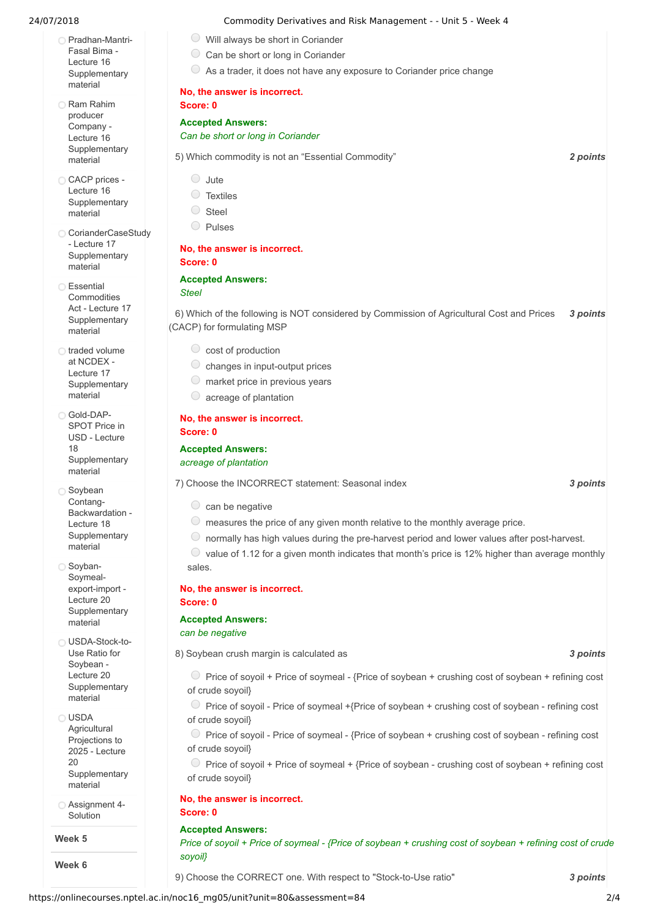- Pradhan-Mantri-Fasal Bima - Lecture 16 Supplementary material
- Ram Rahim producer Company - Lecture 16 Supplementary material
- CACP prices - Lecture 16 Supplementary material
- CorianderCaseStudy - Lecture 17 Supplementary material
- Essential Commodities Act - Lecture 17 Supplementary material
- traded volume at NCDEX - Lecture 17 Supplementary material
- Gold-DAP-SPOT Price in USD - Lecture 18 Supplementary material
- Soybean Contang-Backwardation - Lecture 18 Supplementary material
- Soyban-Soymeal-export-import - Lecture 20 Supplementary material
- USDA-Stock-to-Use Ratio for Soybean - Lecture 20 Supplementary material
- USDA Agricultural Projections to 2025 - Lecture 20 Supplementary material
- Assignment 4-Solution

**Week 5**

**Week 6**

- Will always be short in Coriander
- Can be short or long in Coriander
- As a trader, it does not have any exposure to Coriander price change

**No, the answer is incorrect.**
**Score: 0**

**Accepted Answers:**
*Can be short or long in Coriander*

5) Which commodity is not an "Essential Commodity" **2 points**

- Jute
- Textiles
- Steel
- Pulses

**No, the answer is incorrect.**
**Score: 0**

**Accepted Answers:**
*Steel*

6) Which of the following is NOT considered by Commission of Agricultural Cost and Prices (CACP) for formulating MSP **3 points**

- cost of production
- changes in input-output prices
- market price in previous years
- acreage of plantation

**No, the answer is incorrect.**
**Score: 0**

**Accepted Answers:**
*acreage of plantation*

7) Choose the INCORRECT statement: Seasonal index **3 points**

- can be negative
- measures the price of any given month relative to the monthly average price.
- normally has high values during the pre-harvest period and lower values after post-harvest.
- value of 1.12 for a given month indicates that month's price is 12% higher than average monthly sales.

**No, the answer is incorrect.**
**Score: 0**

**Accepted Answers:**
*can be negative*

8) Soybean crush margin is calculated as **3 points**

- Price of soyoil + Price of soymeal - {Price of soybean + crushing cost of soybean + refining cost of crude soyoil}
- Price of soyoil - Price of soymeal +{Price of soybean + crushing cost of soybean - refining cost of crude soyoil}
- Price of soyoil - Price of soymeal - {Price of soybean + crushing cost of soybean - refining cost of crude soyoil}
- Price of soyoil + Price of soymeal + {Price of soybean - crushing cost of soybean + refining cost of crude soyoil}

**No, the answer is incorrect.**
**Score: 0**

**Accepted Answers:**
*Price of soyoil + Price of soymeal - {Price of soybean + crushing cost of soybean + refining cost of crude soyoil}*

9) Choose the CORRECT one. With respect to "Stock-to-Use ratio" **3 points**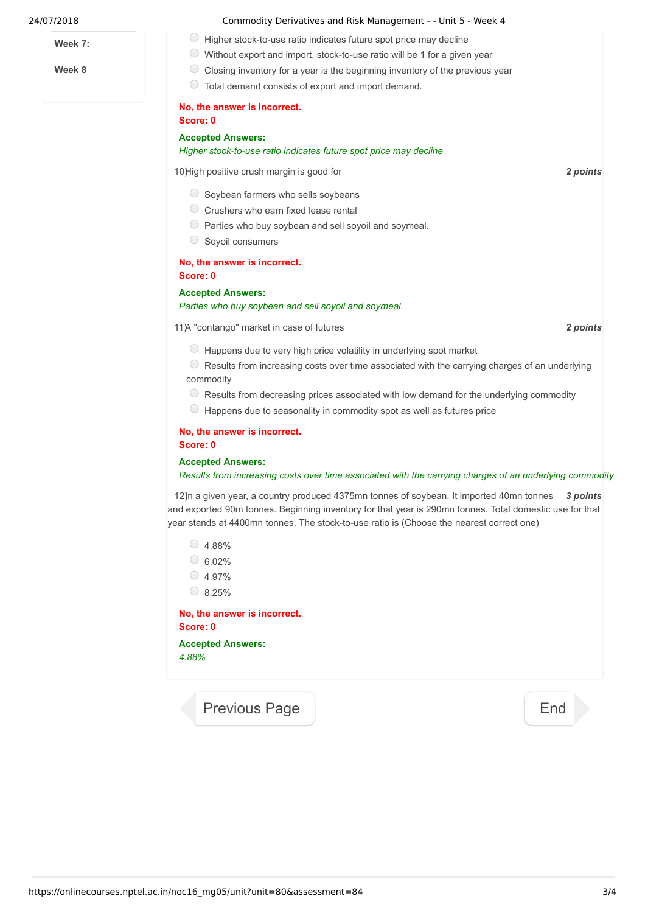- Week 7:
- Week 8

- Higher stock-to-use ratio indicates future spot price may decline
- Without export and import, stock-to-use ratio will be 1 for a given year
- Closing inventory for a year is the beginning inventory of the previous year
- Total demand consists of export and import demand.

**No, the answer is incorrect.**
**Score: 0**

**Accepted Answers:**
*Higher stock-to-use ratio indicates future spot price may decline*

10) High positive crush margin is good for **2 points**

- Soybean farmers who sells soybeans
- Crushers who earn fixed lease rental
- Parties who buy soybean and sell soyoil and soymeal.
- Soyoil consumers

**No, the answer is incorrect.**
**Score: 0**

**Accepted Answers:**
*Parties who buy soybean and sell soyoil and soymeal.*

11) A "contango" market in case of futures **2 points**

- Happens due to very high price volatility in underlying spot market
- Results from increasing costs over time associated with the carrying charges of an underlying commodity
- Results from decreasing prices associated with low demand for the underlying commodity
- Happens due to seasonality in commodity spot as well as futures price

**No, the answer is incorrect.**
**Score: 0**

**Accepted Answers:**
*Results from increasing costs over time associated with the carrying charges of an underlying commodity*

12) In a given year, a country produced 4375mn tonnes of soybean. It imported 40mn tonnes and exported 90m tonnes. Beginning inventory for that year is 290mn tonnes. Total domestic use for that year stands at 4400mn tonnes. The stock-to-use ratio is (Choose the nearest correct one) **3 points**

- 4.88%
- 6.02%
- 4.97%
- 8.25%

**No, the answer is incorrect.**
**Score: 0**

**Accepted Answers:**
*4.88%*

Previous Page | End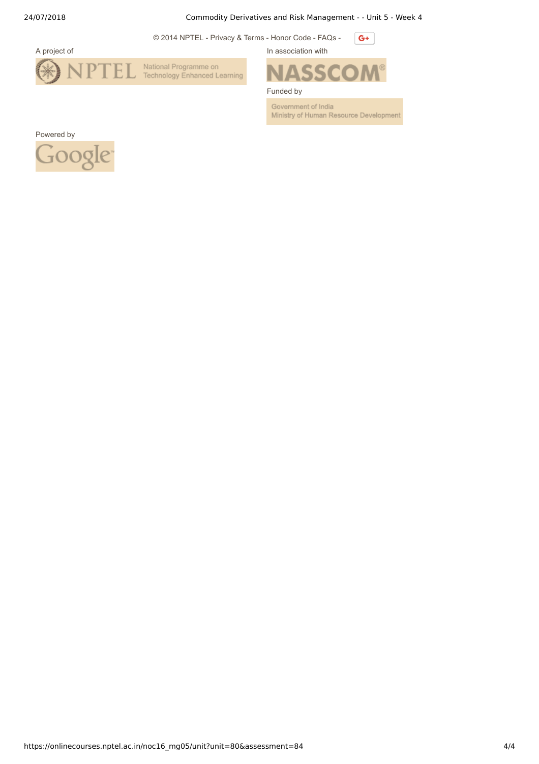© 2014 NPTEL - Privacy & Terms - Honor Code - FAQs -

A project of

NPTEL National Programme on Technology Enhanced Learning

In association with

NASSCOM

Funded by

Government of India
Ministry of Human Resource Development

Powered by

Google